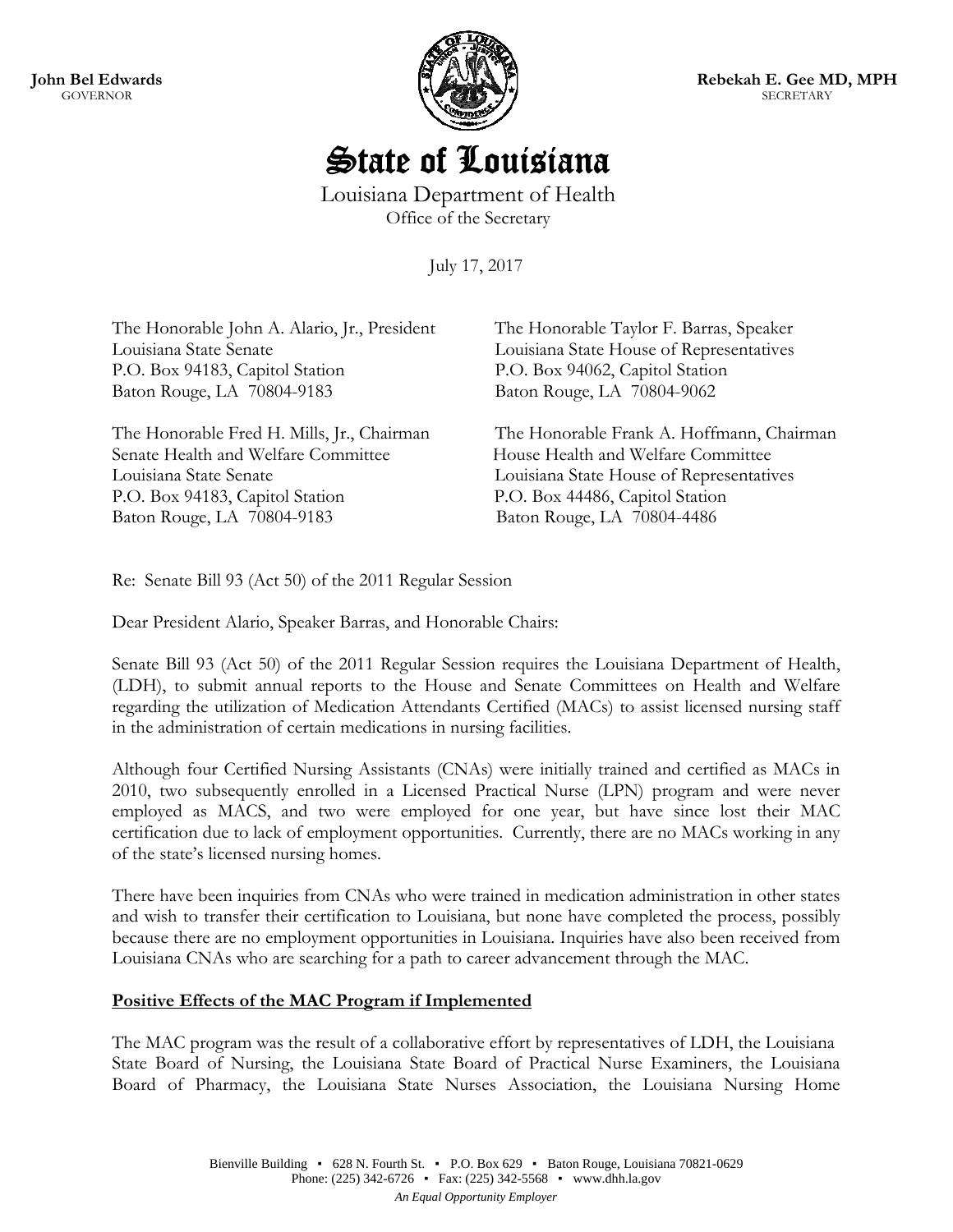**John Bel Edwards**
GOVERNOR

**Rebekah E. Gee MD, MPH**
SECRETARY

# State of Louisiana

Louisiana Department of Health
Office of the Secretary

July 17, 2017

The Honorable John A. Alario, Jr., President
Louisiana State Senate
P.O. Box 94183, Capitol Station
Baton Rouge, LA 70804-9183

The Honorable Taylor F. Barras, Speaker
Louisiana State House of Representatives
P.O. Box 94062, Capitol Station
Baton Rouge, LA 70804-9062

The Honorable Fred H. Mills, Jr., Chairman
Senate Health and Welfare Committee
Louisiana State Senate
P.O. Box 94183, Capitol Station
Baton Rouge, LA 70804-9183

The Honorable Frank A. Hoffmann, Chairman
House Health and Welfare Committee
Louisiana State House of Representatives
P.O. Box 44486, Capitol Station
Baton Rouge, LA 70804-4486

Re: Senate Bill 93 (Act 50) of the 2011 Regular Session

Dear President Alario, Speaker Barras, and Honorable Chairs:

Senate Bill 93 (Act 50) of the 2011 Regular Session requires the Louisiana Department of Health, (LDH), to submit annual reports to the House and Senate Committees on Health and Welfare regarding the utilization of Medication Attendants Certified (MACs) to assist licensed nursing staff in the administration of certain medications in nursing facilities.

Although four Certified Nursing Assistants (CNAs) were initially trained and certified as MACs in 2010, two subsequently enrolled in a Licensed Practical Nurse (LPN) program and were never employed as MACS, and two were employed for one year, but have since lost their MAC certification due to lack of employment opportunities. Currently, there are no MACs working in any of the state's licensed nursing homes.

There have been inquiries from CNAs who were trained in medication administration in other states and wish to transfer their certification to Louisiana, but none have completed the process, possibly because there are no employment opportunities in Louisiana. Inquiries have also been received from Louisiana CNAs who are searching for a path to career advancement through the MAC.

**Positive Effects of the MAC Program if Implemented**

The MAC program was the result of a collaborative effort by representatives of LDH, the Louisiana State Board of Nursing, the Louisiana State Board of Practical Nurse Examiners, the Louisiana Board of Pharmacy, the Louisiana State Nurses Association, the Louisiana Nursing Home

Bienville Building ▪ 628 N. Fourth St. ▪ P.O. Box 629 ▪ Baton Rouge, Louisiana 70821-0629
Phone: (225) 342-6726 ▪ Fax: (225) 342-5568 ▪ www.dhh.la.gov
*An Equal Opportunity Employer*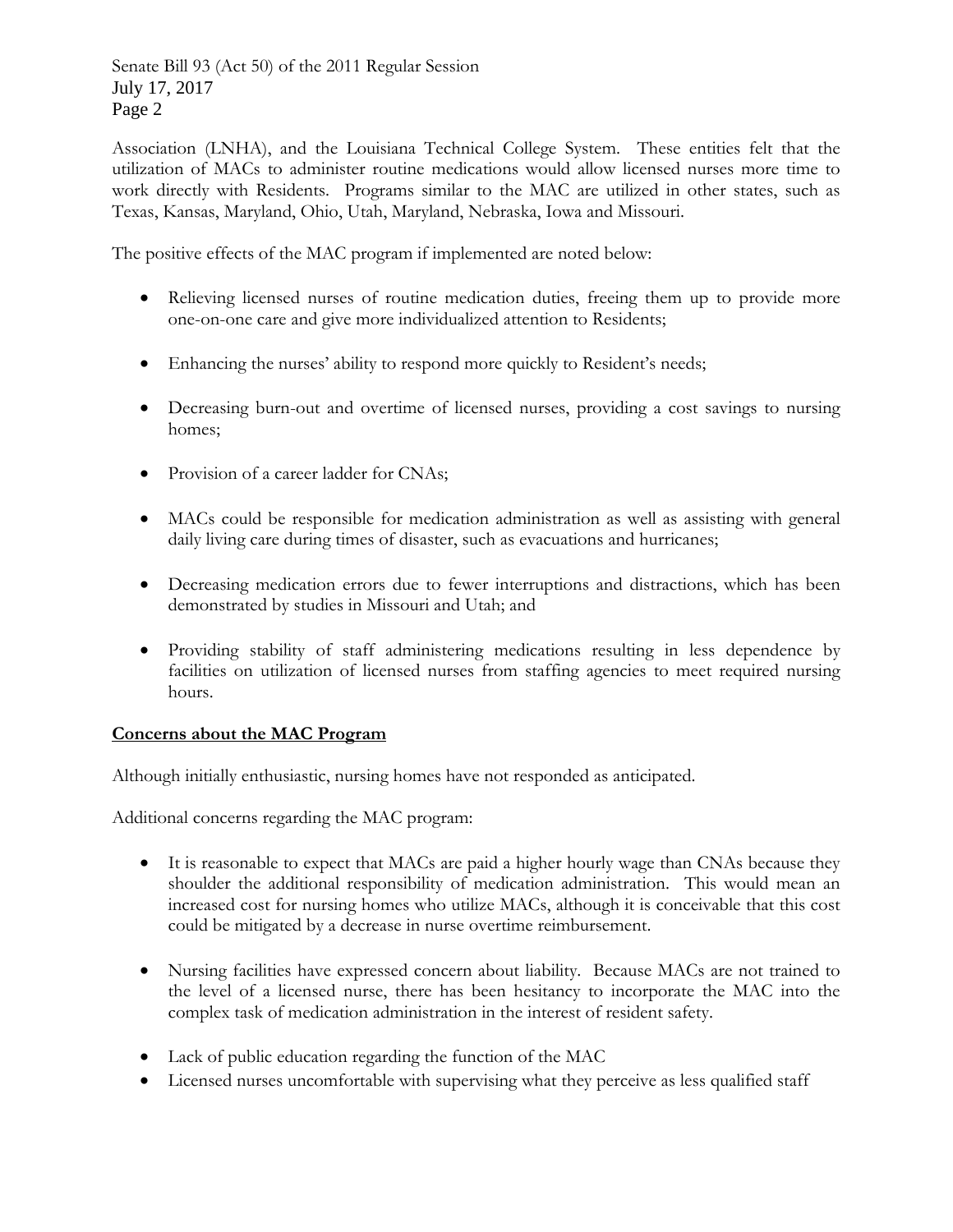Association (LNHA), and the Louisiana Technical College System. These entities felt that the utilization of MACs to administer routine medications would allow licensed nurses more time to work directly with Residents. Programs similar to the MAC are utilized in other states, such as Texas, Kansas, Maryland, Ohio, Utah, Maryland, Nebraska, Iowa and Missouri.

The positive effects of the MAC program if implemented are noted below:

- Relieving licensed nurses of routine medication duties, freeing them up to provide more one-on-one care and give more individualized attention to Residents;
- Enhancing the nurses' ability to respond more quickly to Resident's needs;
- Decreasing burn-out and overtime of licensed nurses, providing a cost savings to nursing homes;
- Provision of a career ladder for CNAs;
- MACs could be responsible for medication administration as well as assisting with general daily living care during times of disaster, such as evacuations and hurricanes;
- Decreasing medication errors due to fewer interruptions and distractions, which has been demonstrated by studies in Missouri and Utah; and
- Providing stability of staff administering medications resulting in less dependence by facilities on utilization of licensed nurses from staffing agencies to meet required nursing hours.

**<u>Concerns about the MAC Program</u>**

Although initially enthusiastic, nursing homes have not responded as anticipated.

Additional concerns regarding the MAC program:

- It is reasonable to expect that MACs are paid a higher hourly wage than CNAs because they shoulder the additional responsibility of medication administration. This would mean an increased cost for nursing homes who utilize MACs, although it is conceivable that this cost could be mitigated by a decrease in nurse overtime reimbursement.
- Nursing facilities have expressed concern about liability. Because MACs are not trained to the level of a licensed nurse, there has been hesitancy to incorporate the MAC into the complex task of medication administration in the interest of resident safety.
- Lack of public education regarding the function of the MAC
- Licensed nurses uncomfortable with supervising what they perceive as less qualified staff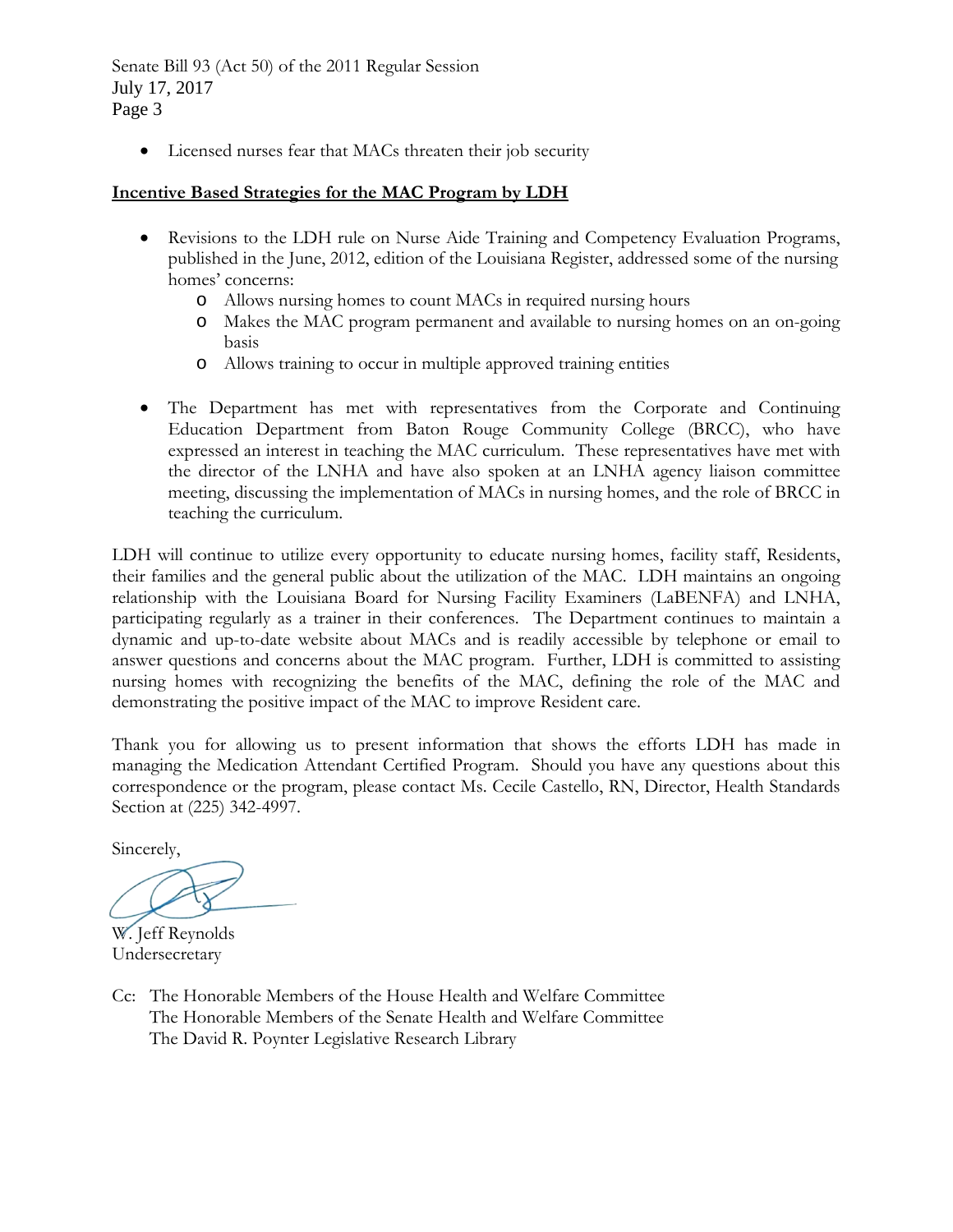- Licensed nurses fear that MACs threaten their job security

**Incentive Based Strategies for the MAC Program by LDH**

- Revisions to the LDH rule on Nurse Aide Training and Competency Evaluation Programs, published in the June, 2012, edition of the Louisiana Register, addressed some of the nursing homes' concerns:
    - Allows nursing homes to count MACs in required nursing hours
    - Makes the MAC program permanent and available to nursing homes on an on-going basis
    - Allows training to occur in multiple approved training entities

- The Department has met with representatives from the Corporate and Continuing Education Department from Baton Rouge Community College (BRCC), who have expressed an interest in teaching the MAC curriculum. These representatives have met with the director of the LNHA and have also spoken at an LNHA agency liaison committee meeting, discussing the implementation of MACs in nursing homes, and the role of BRCC in teaching the curriculum.

LDH will continue to utilize every opportunity to educate nursing homes, facility staff, Residents, their families and the general public about the utilization of the MAC. LDH maintains an ongoing relationship with the Louisiana Board for Nursing Facility Examiners (LaBENFA) and LNHA, participating regularly as a trainer in their conferences. The Department continues to maintain a dynamic and up-to-date website about MACs and is readily accessible by telephone or email to answer questions and concerns about the MAC program. Further, LDH is committed to assisting nursing homes with recognizing the benefits of the MAC, defining the role of the MAC and demonstrating the positive impact of the MAC to improve Resident care.

Thank you for allowing us to present information that shows the efforts LDH has made in managing the Medication Attendant Certified Program. Should you have any questions about this correspondence or the program, please contact Ms. Cecile Castello, RN, Director, Health Standards Section at (225) 342-4997.

Sincerely,

W. Jeff Reynolds
Undersecretary

Cc: The Honorable Members of the House Health and Welfare Committee
The Honorable Members of the Senate Health and Welfare Committee
The David R. Poynter Legislative Research Library